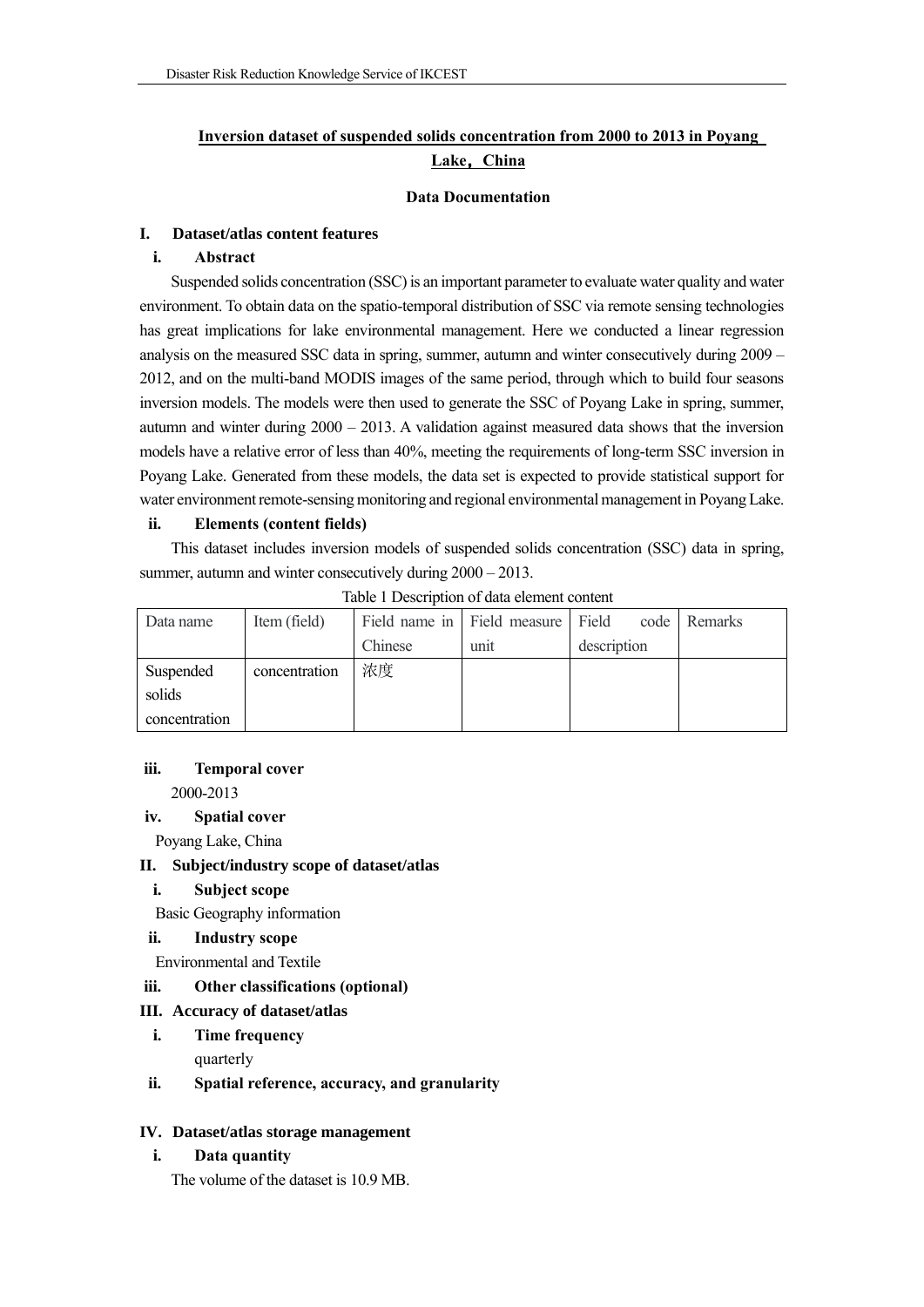**Inversion dataset of suspended solids concentration from 2000 to 2013 in Poyang Lake，China**

**Data Documentation**

# I. Dataset/atlas content features

## i. Abstract

Suspended solids concentration (SSC) is an important parameter to evaluate water quality and water environment. To obtain data on the spatio-temporal distribution of SSC via remote sensing technologies has great implications for lake environmental management. Here we conducted a linear regression analysis on the measured SSC data in spring, summer, autumn and winter consecutively during 2009 – 2012, and on the multi-band MODIS images of the same period, through which to build four seasons inversion models. The models were then used to generate the SSC of Poyang Lake in spring, summer, autumn and winter during 2000 – 2013. A validation against measured data shows that the inversion models have a relative error of less than 40%, meeting the requirements of long-term SSC inversion in Poyang Lake. Generated from these models, the data set is expected to provide statistical support for water environment remote-sensing monitoring and regional environmental management in Poyang Lake.

## ii. Elements (content fields)

This dataset includes inversion models of suspended solids concentration (SSC) data in spring, summer, autumn and winter consecutively during 2000 – 2013.

Table 1 Description of data element content

| Data name | Item (field) | Field name in Chinese | Field measure unit | Field code description | Remarks |
|---|---|---|---|---|---|
| Suspended solids concentration | concentration | 浓度 | | | |

## iii. Temporal cover

2000-2013

## iv. Spatial cover

Poyang Lake, China

# II. Subject/industry scope of dataset/atlas

## i. Subject scope

Basic Geography information

## ii. Industry scope

Environmental and Textile

## iii. Other classifications (optional)

# III. Accuracy of dataset/atlas

## i. Time frequency

quarterly

## ii. Spatial reference, accuracy, and granularity

# IV. Dataset/atlas storage management

## i. Data quantity

The volume of the dataset is 10.9 MB.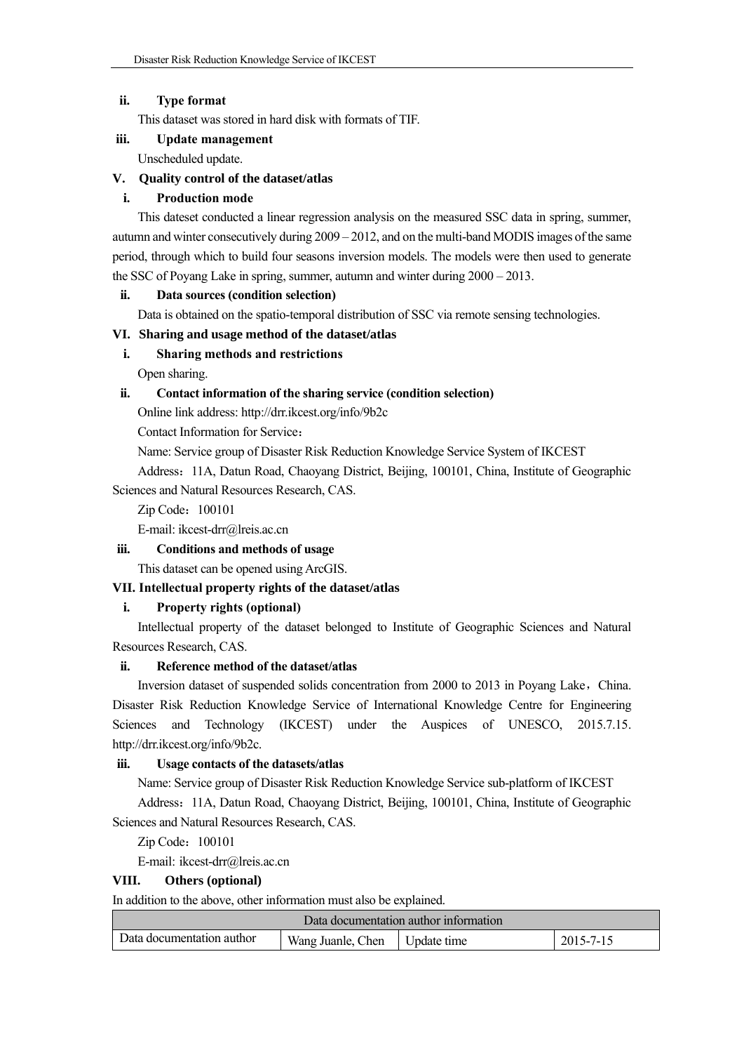**ii. Type format**

This dataset was stored in hard disk with formats of TIF.

**iii. Update management**

Unscheduled update.

## V. Quality control of the dataset/atlas

**i. Production mode**

This dateset conducted a linear regression analysis on the measured SSC data in spring, summer, autumn and winter consecutively during 2009 – 2012, and on the multi-band MODIS images of the same period, through which to build four seasons inversion models. The models were then used to generate the SSC of Poyang Lake in spring, summer, autumn and winter during 2000 – 2013.

**ii. Data sources (condition selection)**

Data is obtained on the spatio-temporal distribution of SSC via remote sensing technologies.

## VI. Sharing and usage method of the dataset/atlas

**i. Sharing methods and restrictions**

Open sharing.

**ii. Contact information of the sharing service (condition selection)**

Online link address: http://drr.ikcest.org/info/9b2c

Contact Information for Service：

Name: Service group of Disaster Risk Reduction Knowledge Service System of IKCEST

Address：11A, Datun Road, Chaoyang District, Beijing, 100101, China, Institute of Geographic Sciences and Natural Resources Research, CAS.

Zip Code：100101

E-mail: ikcest-drr@lreis.ac.cn

**iii. Conditions and methods of usage**

This dataset can be opened using ArcGIS.

## VII. Intellectual property rights of the dataset/atlas

**i. Property rights (optional)**

Intellectual property of the dataset belonged to Institute of Geographic Sciences and Natural Resources Research, CAS.

**ii. Reference method of the dataset/atlas**

Inversion dataset of suspended solids concentration from 2000 to 2013 in Poyang Lake，China. Disaster Risk Reduction Knowledge Service of International Knowledge Centre for Engineering Sciences and Technology (IKCEST) under the Auspices of UNESCO, 2015.7.15. http://drr.ikcest.org/info/9b2c.

**iii. Usage contacts of the datasets/atlas**

Name: Service group of Disaster Risk Reduction Knowledge Service sub-platform of IKCEST

Address：11A, Datun Road, Chaoyang District, Beijing, 100101, China, Institute of Geographic Sciences and Natural Resources Research, CAS.

Zip Code：100101

E-mail: ikcest-drr@lreis.ac.cn

## VIII. Others (optional)

In addition to the above, other information must also be explained.

| Data documentation author information | | | |
|---|---|---|---|
| Data documentation author | Wang Juanle, Chen | Update time | 2015-7-15 |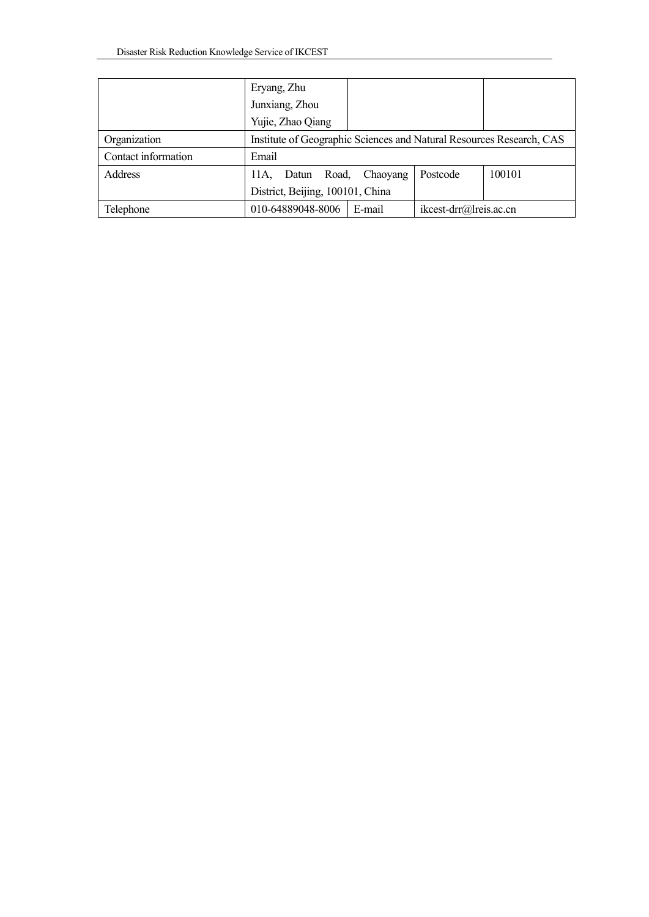| | | | | |
|---|---|---|---|---|
| | Eryang, Zhu<br>Junxiang, Zhou<br>Yujie, Zhao Qiang | | | |
| Organization | Institute of Geographic Sciences and Natural Resources Research, CAS | | | |
| Contact information | Email | | | |
| Address | 11A, Datun Road, Chaoyang District, Beijing, 100101, China | | Postcode | 100101 |
| Telephone | 010-64889048-8006 | E-mail | ikcest-drr@lreis.ac.cn | |